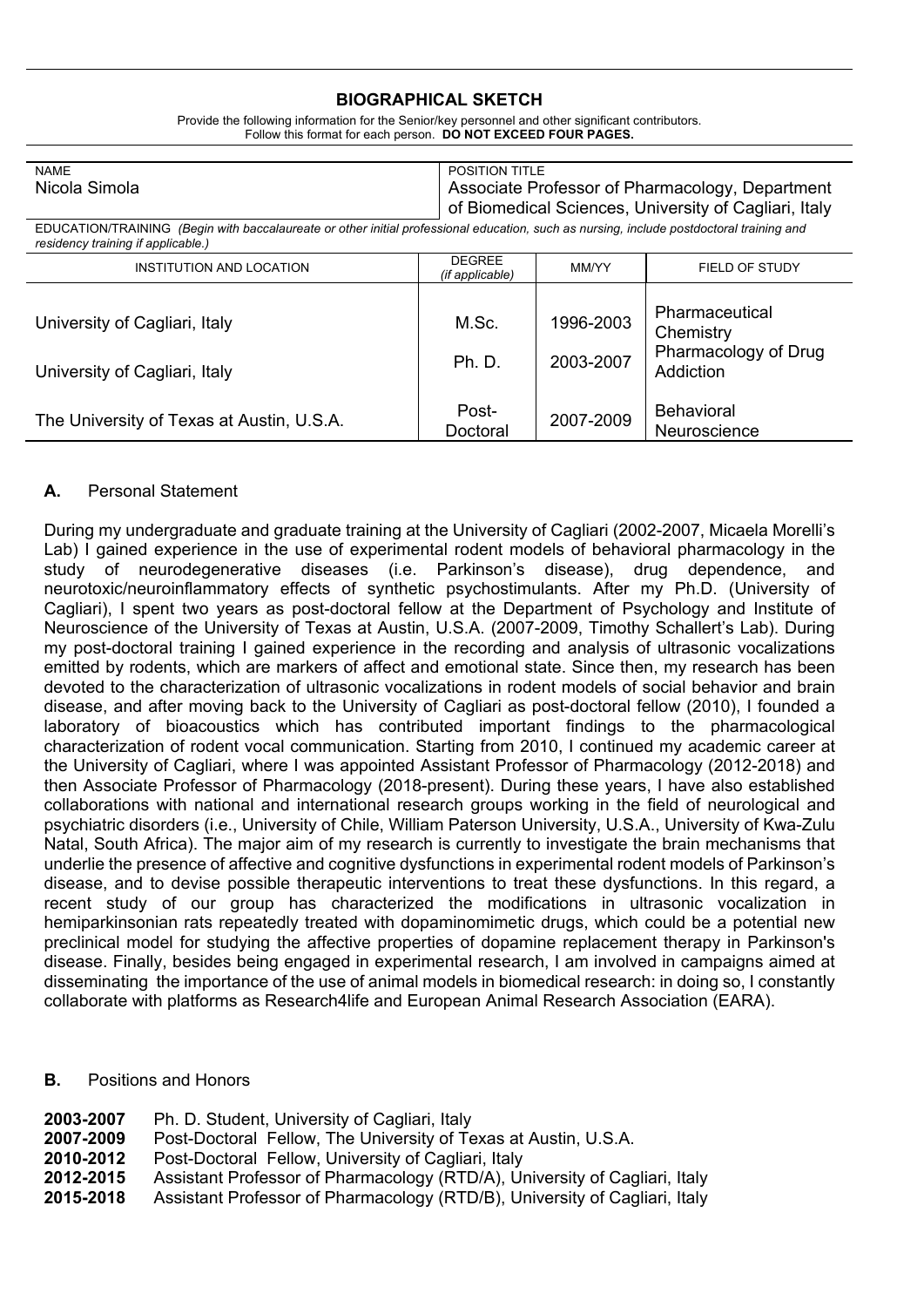# BIOGRAPHICAL SKETCH

Provide the following information for the Senior/key personnel and other significant contributors.
Follow this format for each person. **DO NOT EXCEED FOUR PAGES.**

| NAME | POSITION TITLE |
|---|---|
| Nicola Simola | Associate Professor of Pharmacology, Department of Biomedical Sciences, University of Cagliari, Italy |

EDUCATION/TRAINING *(Begin with baccalaureate or other initial professional education, such as nursing, include postdoctoral training and residency training if applicable.)*

| INSTITUTION AND LOCATION | DEGREE *(if applicable)* | MM/YY | FIELD OF STUDY |
|---|---|---|---|
| University of Cagliari, Italy | M.Sc. | 1996-2003 | Pharmaceutical Chemistry |
| University of Cagliari, Italy | Ph. D. | 2003-2007 | Pharmacology of Drug Addiction |
| The University of Texas at Austin, U.S.A. | Post-Doctoral | 2007-2009 | Behavioral Neuroscience |

## A. Personal Statement

During my undergraduate and graduate training at the University of Cagliari (2002-2007, Micaela Morelli's Lab) I gained experience in the use of experimental rodent models of behavioral pharmacology in the study of neurodegenerative diseases (i.e. Parkinson's disease), drug dependence, and neurotoxic/neuroinflammatory effects of synthetic psychostimulants. After my Ph.D. (University of Cagliari), I spent two years as post-doctoral fellow at the Department of Psychology and Institute of Neuroscience of the University of Texas at Austin, U.S.A. (2007-2009, Timothy Schallert's Lab). During my post-doctoral training I gained experience in the recording and analysis of ultrasonic vocalizations emitted by rodents, which are markers of affect and emotional state. Since then, my research has been devoted to the characterization of ultrasonic vocalizations in rodent models of social behavior and brain disease, and after moving back to the University of Cagliari as post-doctoral fellow (2010), I founded a laboratory of bioacoustics which has contributed important findings to the pharmacological characterization of rodent vocal communication. Starting from 2010, I continued my academic career at the University of Cagliari, where I was appointed Assistant Professor of Pharmacology (2012-2018) and then Associate Professor of Pharmacology (2018-present). During these years, I have also established collaborations with national and international research groups working in the field of neurological and psychiatric disorders (i.e., University of Chile, William Paterson University, U.S.A., University of Kwa-Zulu Natal, South Africa). The major aim of my research is currently to investigate the brain mechanisms that underlie the presence of affective and cognitive dysfunctions in experimental rodent models of Parkinson's disease, and to devise possible therapeutic interventions to treat these dysfunctions. In this regard, a recent study of our group has characterized the modifications in ultrasonic vocalization in hemiparkinsonian rats repeatedly treated with dopaminomimetic drugs, which could be a potential new preclinical model for studying the affective properties of dopamine replacement therapy in Parkinson's disease. Finally, besides being engaged in experimental research, I am involved in campaigns aimed at disseminating the importance of the use of animal models in biomedical research: in doing so, I constantly collaborate with platforms as Research4life and European Animal Research Association (EARA).

## B. Positions and Honors

**2003-2007** Ph. D. Student, University of Cagliari, Italy
**2007-2009** Post-Doctoral Fellow, The University of Texas at Austin, U.S.A.
**2010-2012** Post-Doctoral Fellow, University of Cagliari, Italy
**2012-2015** Assistant Professor of Pharmacology (RTD/A), University of Cagliari, Italy
**2015-2018** Assistant Professor of Pharmacology (RTD/B), University of Cagliari, Italy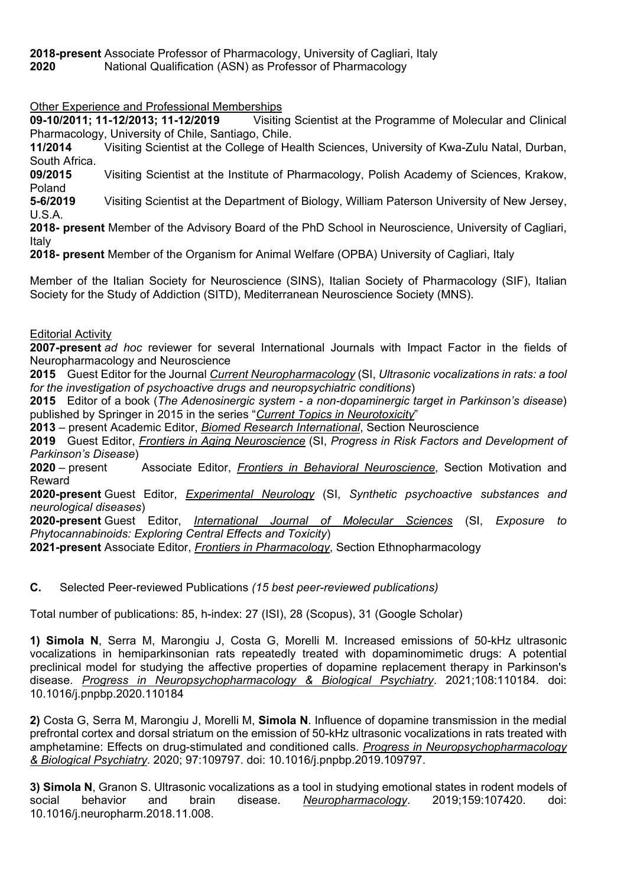**2018-present** Associate Professor of Pharmacology, University of Cagliari, Italy
**2020** National Qualification (ASN) as Professor of Pharmacology

Other Experience and Professional Memberships

**09-10/2011; 11-12/2013; 11-12/2019** Visiting Scientist at the Programme of Molecular and Clinical Pharmacology, University of Chile, Santiago, Chile.
**11/2014** Visiting Scientist at the College of Health Sciences, University of Kwa-Zulu Natal, Durban, South Africa.
**09/2015** Visiting Scientist at the Institute of Pharmacology, Polish Academy of Sciences, Krakow, Poland
**5-6/2019** Visiting Scientist at the Department of Biology, William Paterson University of New Jersey, U.S.A.
**2018- present** Member of the Advisory Board of the PhD School in Neuroscience, University of Cagliari, Italy
**2018- present** Member of the Organism for Animal Welfare (OPBA) University of Cagliari, Italy

Member of the Italian Society for Neuroscience (SINS), Italian Society of Pharmacology (SIF), Italian Society for the Study of Addiction (SITD), Mediterranean Neuroscience Society (MNS).

Editorial Activity

**2007-present** *ad hoc* reviewer for several International Journals with Impact Factor in the fields of Neuropharmacology and Neuroscience
**2015** Guest Editor for the Journal *Current Neuropharmacology* (SI, *Ultrasonic vocalizations in rats: a tool for the investigation of psychoactive drugs and neuropsychiatric conditions*)
**2015** Editor of a book (*The Adenosinergic system - a non-dopaminergic target in Parkinson's disease*) published by Springer in 2015 in the series "*Current Topics in Neurotoxicity*"
**2013** – present Academic Editor, *Biomed Research International*, Section Neuroscience
**2019** Guest Editor, *Frontiers in Aging Neuroscience* (SI, *Progress in Risk Factors and Development of Parkinson's Disease*)
**2020** – present Associate Editor, *Frontiers in Behavioral Neuroscience*, Section Motivation and Reward
**2020-present** Guest Editor, *Experimental Neurology* (SI, *Synthetic psychoactive substances and neurological diseases*)
**2020-present** Guest Editor, *International Journal of Molecular Sciences* (SI, *Exposure to Phytocannabinoids: Exploring Central Effects and Toxicity*)
**2021-present** Associate Editor, *Frontiers in Pharmacology*, Section Ethnopharmacology

**C.** Selected Peer-reviewed Publications *(15 best peer-reviewed publications)*

Total number of publications: 85, h-index: 27 (ISI), 28 (Scopus), 31 (Google Scholar)

**1) Simola N**, Serra M, Marongiu J, Costa G, Morelli M. Increased emissions of 50-kHz ultrasonic vocalizations in hemiparkinsonian rats repeatedly treated with dopaminomimetic drugs: A potential preclinical model for studying the affective properties of dopamine replacement therapy in Parkinson's disease. *Progress in Neuropsychopharmacology & Biological Psychiatry*. 2021;108:110184. doi: 10.1016/j.pnpbp.2020.110184

**2)** Costa G, Serra M, Marongiu J, Morelli M, **Simola N**. Influence of dopamine transmission in the medial prefrontal cortex and dorsal striatum on the emission of 50-kHz ultrasonic vocalizations in rats treated with amphetamine: Effects on drug-stimulated and conditioned calls. *Progress in Neuropsychopharmacology & Biological Psychiatry*. 2020; 97:109797. doi: 10.1016/j.pnpbp.2019.109797.

**3) Simola N**, Granon S. Ultrasonic vocalizations as a tool in studying emotional states in rodent models of social behavior and brain disease. *Neuropharmacology*. 2019;159:107420. doi: 10.1016/j.neuropharm.2018.11.008.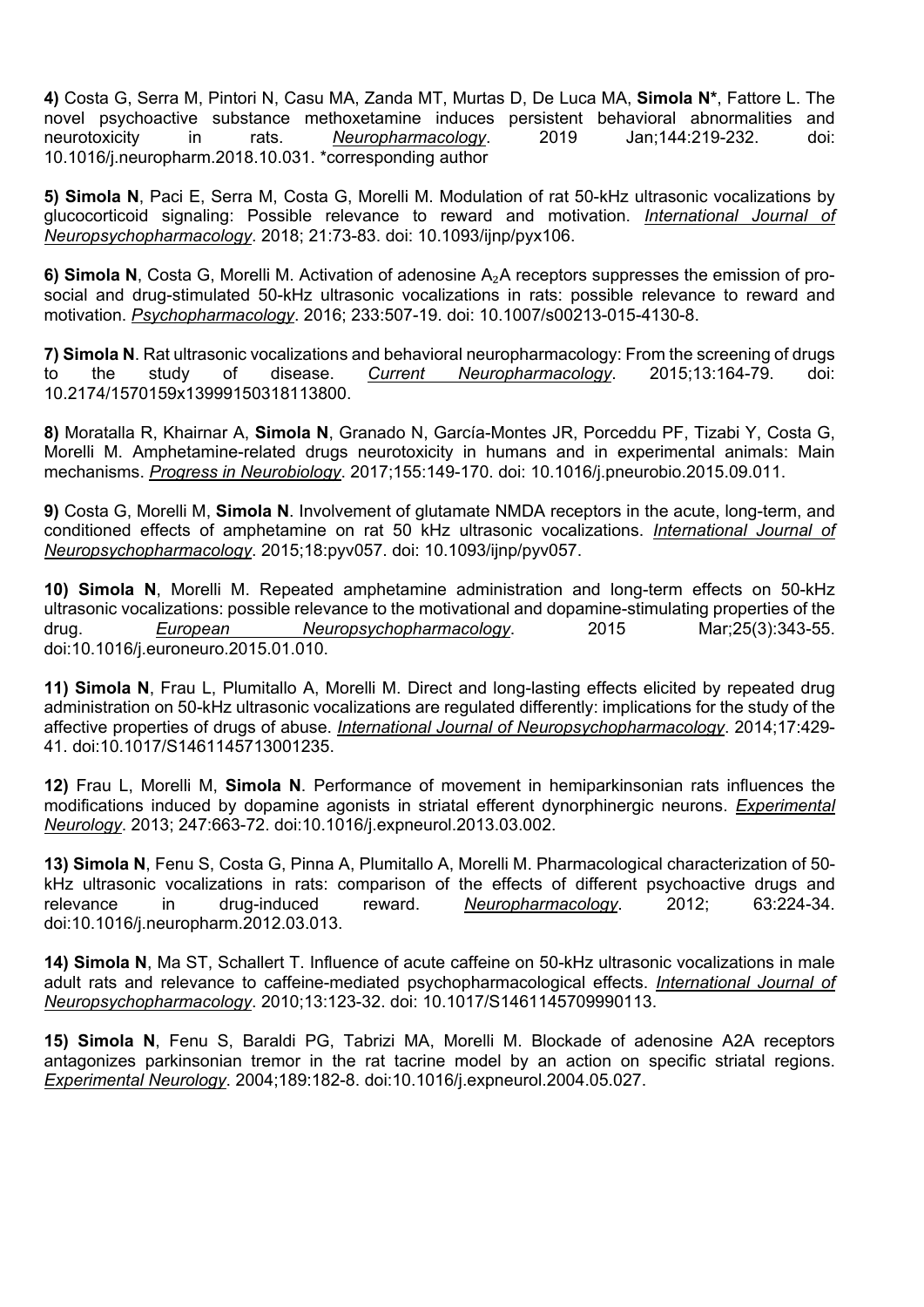**4)** Costa G, Serra M, Pintori N, Casu MA, Zanda MT, Murtas D, De Luca MA, **Simola N***, Fattore L. The novel psychoactive substance methoxetamine induces persistent behavioral abnormalities and neurotoxicity in rats. *Neuropharmacology*. 2019 Jan;144:219-232. doi: 10.1016/j.neuropharm.2018.10.031. *corresponding author

**5) Simola N**, Paci E, Serra M, Costa G, Morelli M. Modulation of rat 50-kHz ultrasonic vocalizations by glucocorticoid signaling: Possible relevance to reward and motivation. *International Journal of Neuropsychopharmacology*. 2018; 21:73-83. doi: 10.1093/ijnp/pyx106.

**6) Simola N**, Costa G, Morelli M. Activation of adenosine $A_2A$ receptors suppresses the emission of pro-social and drug-stimulated 50-kHz ultrasonic vocalizations in rats: possible relevance to reward and motivation. *Psychopharmacology*. 2016; 233:507-19. doi: 10.1007/s00213-015-4130-8.

**7) Simola N**. Rat ultrasonic vocalizations and behavioral neuropharmacology: From the screening of drugs to the study of disease. *Current Neuropharmacology*. 2015;13:164-79. doi: 10.2174/1570159x13999150318113800.

**8)** Moratalla R, Khairnar A, **Simola N**, Granado N, García-Montes JR, Porceddu PF, Tizabi Y, Costa G, Morelli M. Amphetamine-related drugs neurotoxicity in humans and in experimental animals: Main mechanisms. *Progress in Neurobiology*. 2017;155:149-170. doi: 10.1016/j.pneurobio.2015.09.011.

**9)** Costa G, Morelli M, **Simola N**. Involvement of glutamate NMDA receptors in the acute, long-term, and conditioned effects of amphetamine on rat 50 kHz ultrasonic vocalizations. *International Journal of Neuropsychopharmacology*. 2015;18:pyv057. doi: 10.1093/ijnp/pyv057.

**10) Simola N**, Morelli M. Repeated amphetamine administration and long-term effects on 50-kHz ultrasonic vocalizations: possible relevance to the motivational and dopamine-stimulating properties of the drug. *European Neuropsychopharmacology*. 2015 Mar;25(3):343-55. doi:10.1016/j.euroneuro.2015.01.010.

**11) Simola N**, Frau L, Plumitallo A, Morelli M. Direct and long-lasting effects elicited by repeated drug administration on 50-kHz ultrasonic vocalizations are regulated differently: implications for the study of the affective properties of drugs of abuse. *International Journal of Neuropsychopharmacology*. 2014;17:429-41. doi:10.1017/S1461145713001235.

**12)** Frau L, Morelli M, **Simola N**. Performance of movement in hemiparkinsonian rats influences the modifications induced by dopamine agonists in striatal efferent dynorphinergic neurons. *Experimental Neurology*. 2013; 247:663-72. doi:10.1016/j.expneurol.2013.03.002.

**13) Simola N**, Fenu S, Costa G, Pinna A, Plumitallo A, Morelli M. Pharmacological characterization of 50-kHz ultrasonic vocalizations in rats: comparison of the effects of different psychoactive drugs and relevance in drug-induced reward. *Neuropharmacology*. 2012; 63:224-34. doi:10.1016/j.neuropharm.2012.03.013.

**14) Simola N**, Ma ST, Schallert T. Influence of acute caffeine on 50-kHz ultrasonic vocalizations in male adult rats and relevance to caffeine-mediated psychopharmacological effects. *International Journal of Neuropsychopharmacology*. 2010;13:123-32. doi: 10.1017/S1461145709990113.

**15) Simola N**, Fenu S, Baraldi PG, Tabrizi MA, Morelli M. Blockade of adenosine A2A receptors antagonizes parkinsonian tremor in the rat tacrine model by an action on specific striatal regions. *Experimental Neurology*. 2004;189:182-8. doi:10.1016/j.expneurol.2004.05.027.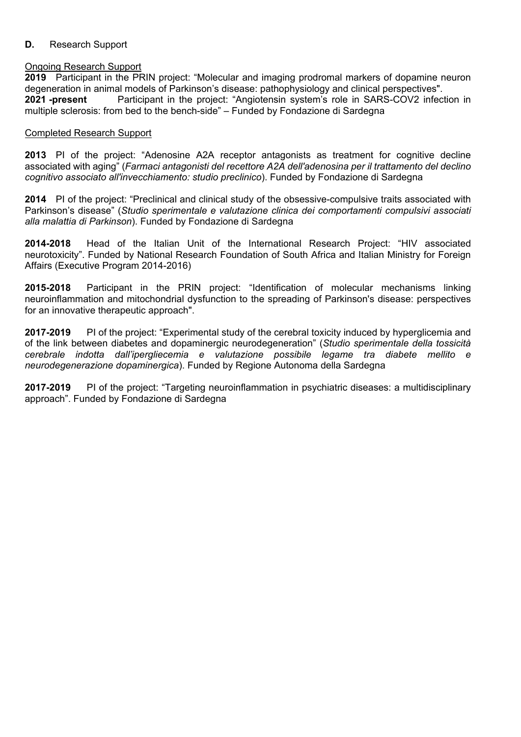**D.** Research Support

Ongoing Research Support

**2019** Participant in the PRIN project: "Molecular and imaging prodromal markers of dopamine neuron degeneration in animal models of Parkinson's disease: pathophysiology and clinical perspectives".

**2021 -present** Participant in the project: "Angiotensin system's role in SARS-COV2 infection in multiple sclerosis: from bed to the bench-side" – Funded by Fondazione di Sardegna

Completed Research Support

**2013** PI of the project: "Adenosine A2A receptor antagonists as treatment for cognitive decline associated with aging" (*Farmaci antagonisti del recettore A2A dell'adenosina per il trattamento del declino cognitivo associato all'invecchiamento: studio preclinico*). Funded by Fondazione di Sardegna

**2014** PI of the project: "Preclinical and clinical study of the obsessive-compulsive traits associated with Parkinson's disease" (*Studio sperimentale e valutazione clinica dei comportamenti compulsivi associati alla malattia di Parkinson*). Funded by Fondazione di Sardegna

**2014-2018** Head of the Italian Unit of the International Research Project: "HIV associated neurotoxicity". Funded by National Research Foundation of South Africa and Italian Ministry for Foreign Affairs (Executive Program 2014-2016)

**2015-2018** Participant in the PRIN project: "Identification of molecular mechanisms linking neuroinflammation and mitochondrial dysfunction to the spreading of Parkinson's disease: perspectives for an innovative therapeutic approach".

**2017-2019** PI of the project: "Experimental study of the cerebral toxicity induced by hyperglicemia and of the link between diabetes and dopaminergic neurodegeneration" (*Studio sperimentale della tossicità cerebrale indotta dall'ipergliecemia e valutazione possibile legame tra diabete mellito e neurodegenerazione dopaminergica*). Funded by Regione Autonoma della Sardegna

**2017-2019** PI of the project: "Targeting neuroinflammation in psychiatric diseases: a multidisciplinary approach". Funded by Fondazione di Sardegna